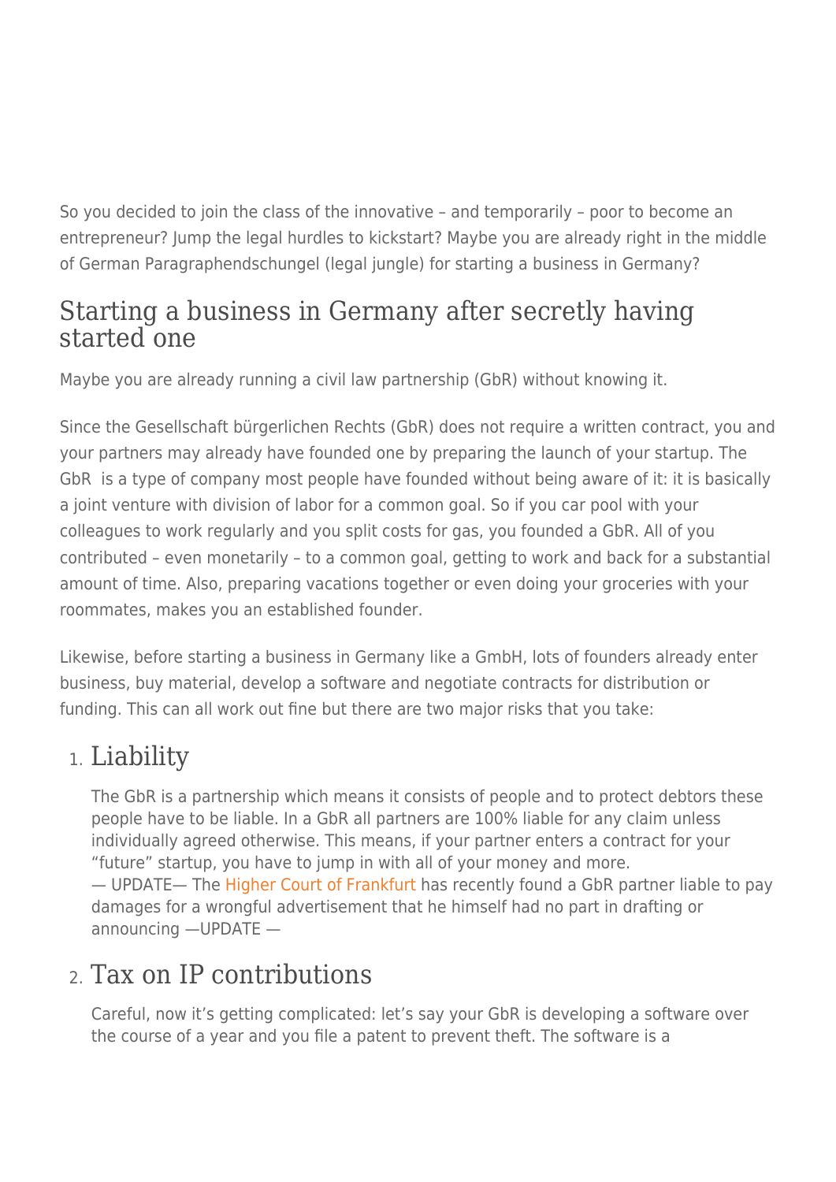So you decided to join the class of the innovative – and temporarily – poor to become an entrepreneur? Jump the legal hurdles to kickstart? Maybe you are already right in the middle of German Paragraphendschungel (legal jungle) for starting a business in Germany?

## Starting a business in Germany after secretly having started one

Maybe you are already running a civil law partnership (GbR) without knowing it.

Since the Gesellschaft bürgerlichen Rechts (GbR) does not require a written contract, you and your partners may already have founded one by preparing the launch of your startup. The GbR is a type of company most people have founded without being aware of it: it is basically a joint venture with division of labor for a common goal. So if you car pool with your colleagues to work regularly and you split costs for gas, you founded a GbR. All of you contributed – even monetarily – to a common goal, getting to work and back for a substantial amount of time. Also, preparing vacations together or even doing your groceries with your roommates, makes you an established founder.

Likewise, before starting a business in Germany like a GmbH, lots of founders already enter business, buy material, develop a software and negotiate contracts for distribution or funding. This can all work out fine but there are two major risks that you take:

1. ### Liability

   The GbR is a partnership which means it consists of people and to protect debtors these people have to be liable. In a GbR all partners are 100% liable for any claim unless individually agreed otherwise. This means, if your partner enters a contract for your "future" startup, you have to jump in with all of your money and more.
   — UPDATE— The Higher Court of Frankfurt has recently found a GbR partner liable to pay damages for a wrongful advertisement that he himself had no part in drafting or announcing —UPDATE —

2. ### Tax on IP contributions

   Careful, now it's getting complicated: let's say your GbR is developing a software over the course of a year and you file a patent to prevent theft. The software is a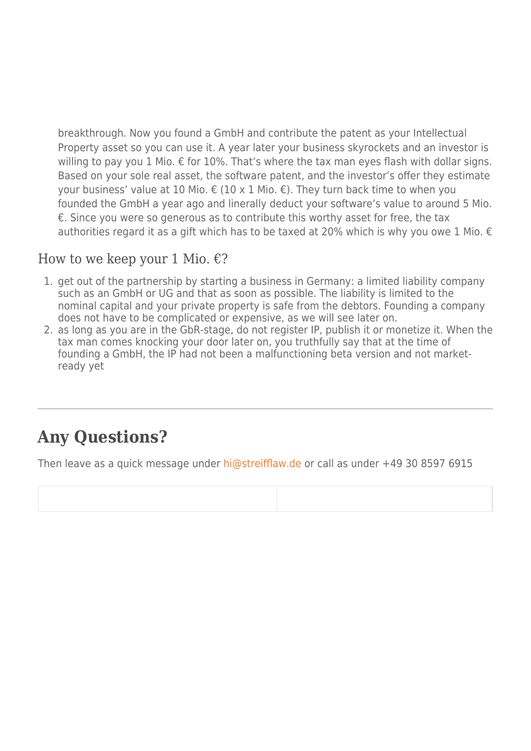breakthrough. Now you found a GmbH and contribute the patent as your Intellectual Property asset so you can use it. A year later your business skyrockets and an investor is willing to pay you 1 Mio. € for 10%. That's where the tax man eyes flash with dollar signs. Based on your sole real asset, the software patent, and the investor's offer they estimate your business' value at 10 Mio. € (10 x 1 Mio. €). They turn back time to when you founded the GmbH a year ago and linerally deduct your software's value to around 5 Mio. €. Since you were so generous as to contribute this worthy asset for free, the tax authorities regard it as a gift which has to be taxed at 20% which is why you owe 1 Mio. €

### How to we keep your 1 Mio. €?

1. get out of the partnership by starting a business in Germany: a limited liability company such as an GmbH or UG and that as soon as possible. The liability is limited to the nominal capital and your private property is safe from the debtors. Founding a company does not have to be complicated or expensive, as we will see later on.
2. as long as you are in the GbR-stage, do not register IP, publish it or monetize it. When the tax man comes knocking your door later on, you truthfully say that at the time of founding a GmbH, the IP had not been a malfunctioning beta version and not market-ready yet

---

## Any Questions?

Then leave as a quick message under hi@streifflaw.de or call as under +49 30 8597 6915